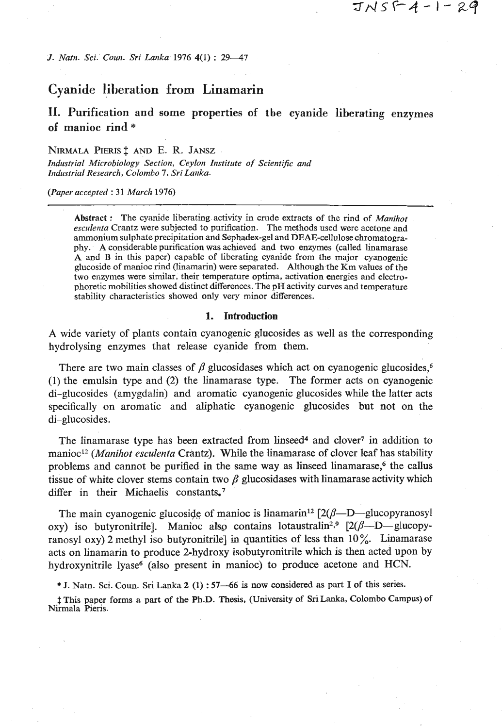# Cyanide liberation from Linamarin

## II. Purification and some properties of the cyanide liberating enzymes of manioc rind *

NIRMALA PIERIS ‡ AND E. R. JANSZ

*Industrial Microbiology Section, Ceylon Institute of Scientific and Industrial Research, Colombo 7, Sri Lanka.*

(*Paper accepted* : 31 *March* 1976)

**Abstract :** The cyanide liberating activity in crude extracts of the rind of *Manihot esculenta* Crantz were subjected to purification. The methods used were acetone and ammonium sulphate precipitation and Sephadex-gel and DEAE-cellulose chromatography. A considerable purification was achieved and two enzymes (called linamarase A and B in this paper) capable of liberating cyanide from the major cyanogenic glucoside of manioc rind (linamarin) were separated. Although the Km values of the two enzymes were similar, their temperature optima, activation energies and electrophoretic mobilities showed distinct differences. The pH activity curves and temperature stability characteristics showed only very minor differences.

## 1. Introduction

A wide variety of plants contain cyanogenic glucosides as well as the corresponding hydrolysing enzymes that release cyanide from them.

There are two main classes of $\beta$ glucosidases which act on cyanogenic glucosides,[6] (1) the emulsin type and (2) the linamarase type. The former acts on cyanogenic di-glucosides (amygdalin) and aromatic cyanogenic glucosides while the latter acts specifically on aromatic and aliphatic cyanogenic glucosides but not on the di-glucosides.

The linamarase type has been extracted from linseed[4] and clover[7] in addition to manioc[12] (*Manihot esculenta* Crantz). While the linamarase of clover leaf has stability problems and cannot be purified in the same way as linseed linamarase,[6] the callus tissue of white clover stems contain two $\beta$ glucosidases with linamarase activity which differ in their Michaelis constants.[7]

The main cyanogenic glucoside of manioc is linamarin[12] [2($\beta$—D—glucopyranosyl oxy) iso butyronitrile]. Manioc also contains lotaustralin[2,9] [2($\beta$—D—glucopyranosyl oxy) 2 methyl iso butyronitrile] in quantities of less than 10%. Linamarase acts on linamarin to produce 2-hydroxy isobutyronitrile which is then acted upon by hydroxynitrile lyase[6] (also present in manioc) to produce acetone and HCN.

* J. Natn. Sci. Coun. Sri Lanka 2 (1) : 57—66 is now considered as part I of this series.

‡ This paper forms a part of the Ph.D. Thesis, (University of Sri Lanka, Colombo Campus) of Nirmala Pieris.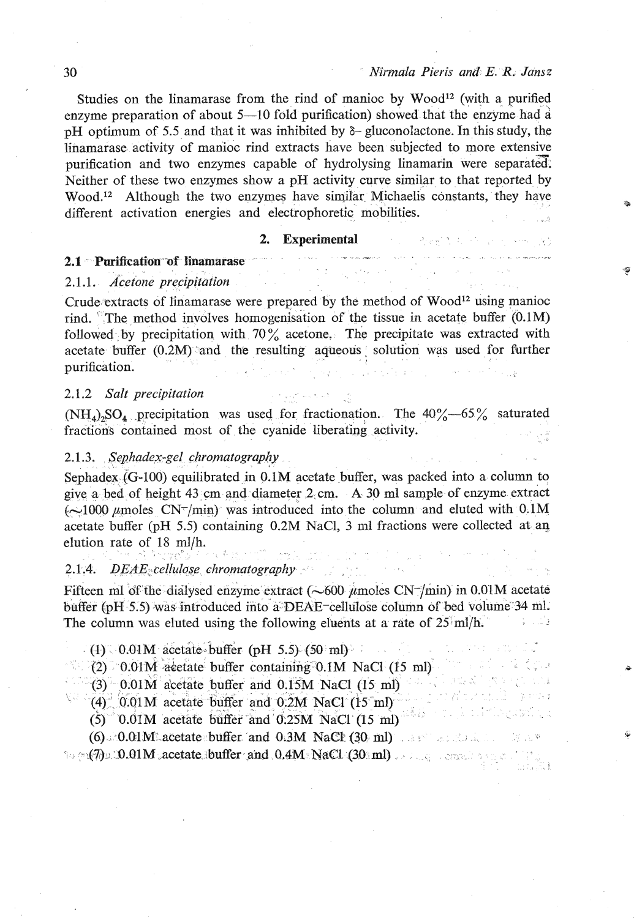Studies on the linamarase from the rind of manioc by Wood[12] (with a purified enzyme preparation of about 5—10 fold purification) showed that the enzyme had a pH optimum of 5.5 and that it was inhibited by δ- gluconolactone. In this study, the linamarase activity of manioc rind extracts have been subjected to more extensive purification and two enzymes capable of hydrolysing linamarin were separated. Neither of these two enzymes show a pH activity curve similar to that reported by Wood.[12] Although the two enzymes have similar Michaelis constants, they have different activation energies and electrophoretic mobilities.

## 2. Experimental

### 2.1 Purification of linamarase

#### 2.1.1. *Acetone precipitation*

Crude extracts of linamarase were prepared by the method of Wood[12] using manioc rind. The method involves homogenisation of the tissue in acetate buffer (0.1M) followed by precipitation with 70% acetone. The precipitate was extracted with acetate buffer (0.2M) and the resulting aqueous solution was used for further purification.

#### 2.1.2 *Salt precipitation*

$(NH_4)_2SO_4$ precipitation was used for fractionation. The 40%—65% saturated fractions contained most of the cyanide liberating activity.

#### 2.1.3. *Sephadex-gel chromatography*

Sephadex (G-100) equilibrated in 0.1M acetate buffer, was packed into a column to give a bed of height 43 cm and diameter 2 cm. A 30 ml sample of enzyme extract (~1000 μmoles $CN^-$/min) was introduced into the column and eluted with 0.1M acetate buffer (pH 5.5) containing 0.2M NaCl, 3 ml fractions were collected at an elution rate of 18 ml/h.

#### 2.1.4. *DEAE cellulose chromatography*

Fifteen ml of the dialysed enzyme extract (~600 μmoles $CN^-$/min) in 0.01M acetate buffer (pH 5.5) was introduced into a DEAE–cellulose column of bed volume 34 ml. The column was eluted using the following eluents at a rate of 25 ml/h.

(1) 0.01M acetate buffer (pH 5.5) (50 ml)
(2) 0.01M acetate buffer containing 0.1M NaCl (15 ml)
(3) 0.01M acetate buffer and 0.15M NaCl (15 ml)
(4) 0.01M acetate buffer and 0.2M NaCl (15 ml)
(5) 0.01M acetate buffer and 0.25M NaCl (15 ml)
(6) 0.01M acetate buffer and 0.3M NaCl (30 ml)
(7) 0.01M acetate buffer and 0.4M NaCl (30 ml)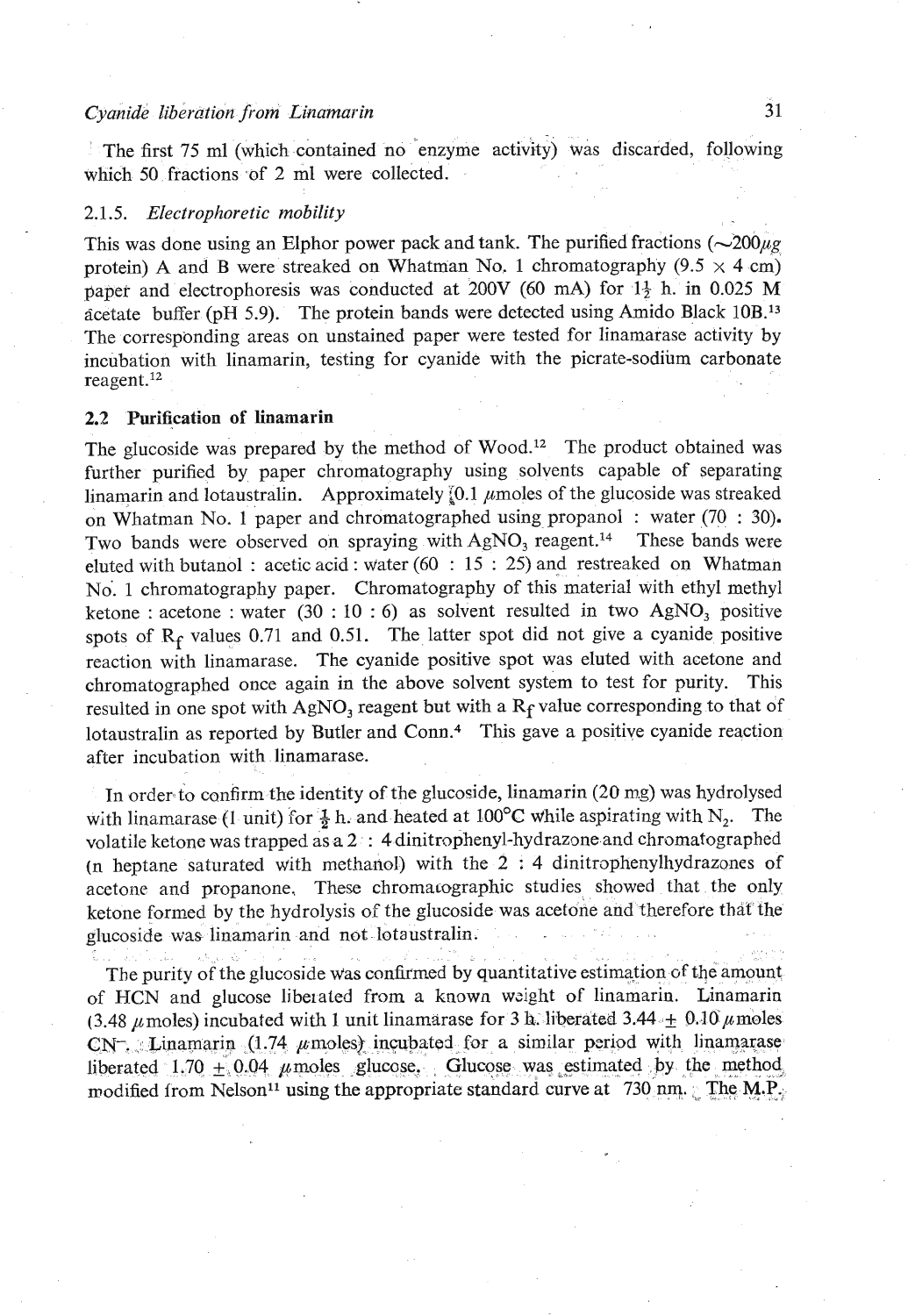The first 75 ml (which contained no enzyme activity) was discarded, following which 50 fractions of 2 ml were collected.

### 2.1.5. *Electrophoretic mobility*

This was done using an Elphor power pack and tank. The purified fractions (~200$\mu g$ protein) A and B were streaked on Whatman No. 1 chromatography (9.5 × 4 cm) paper and electrophoresis was conducted at 200V (60 mA) for 1½ h. in 0.025 M acetate buffer (pH 5.9). The protein bands were detected using Amido Black 10B.[13] The corresponding areas on unstained paper were tested for linamarase activity by incubation with linamarin, testing for cyanide with the picrate-sodium carbonate reagent.[12]

## 2.2 Purification of linamarin

The glucoside was prepared by the method of Wood.[12] The product obtained was further purified by paper chromatography using solvents capable of separating linamarin and lotaustralin. Approximately 0.1 $\mu$moles of the glucoside was streaked on Whatman No. 1 paper and chromatographed using propanol : water (70 : 30). Two bands were observed on spraying with $AgNO_3$ reagent.[14] These bands were eluted with butanol : acetic acid : water (60 : 15 : 25) and restreaked on Whatman No. 1 chromatography paper. Chromatography of this material with ethyl methyl ketone : acetone : water (30 : 10 : 6) as solvent resulted in two $AgNO_3$ positive spots of $R_f$ values 0.71 and 0.51. The latter spot did not give a cyanide positive reaction with linamarase. The cyanide positive spot was eluted with acetone and chromatographed once again in the above solvent system to test for purity. This resulted in one spot with $AgNO_3$ reagent but with a $R_f$ value corresponding to that of lotaustralin as reported by Butler and Conn.[4] This gave a positive cyanide reaction after incubation with linamarase.

In order to confirm the identity of the glucoside, linamarin (20 mg) was hydrolysed with linamarase (1 unit) for ½ h. and heated at 100°C while aspirating with $N_2$. The volatile ketone was trapped as a 2 : 4 dinitrophenyl-hydrazone and chromatographed (n heptane saturated with methanol) with the 2 : 4 dinitrophenylhydrazones of acetone and propanone. These chromatographic studies showed that the only ketone formed by the hydrolysis of the glucoside was acetone and therefore that the glucoside was linamarin and not lotaustralin.

The purity of the glucoside was confirmed by quantitative estimation of the amount of HCN and glucose liberated from a known weight of linamarin. Linamarin (3.48 $\mu$moles) incubated with 1 unit linamarase for 3 h. liberated 3.44 ± 0.10 $\mu$moles $CN^-$. Linamarin (1.74 $\mu$moles) incubated for a similar period with linamarase liberated 1.70 ± 0.04 $\mu$moles glucose. Glucose was estimated by the method modified from Nelson[11] using the appropriate standard curve at 730 nm. The M.P.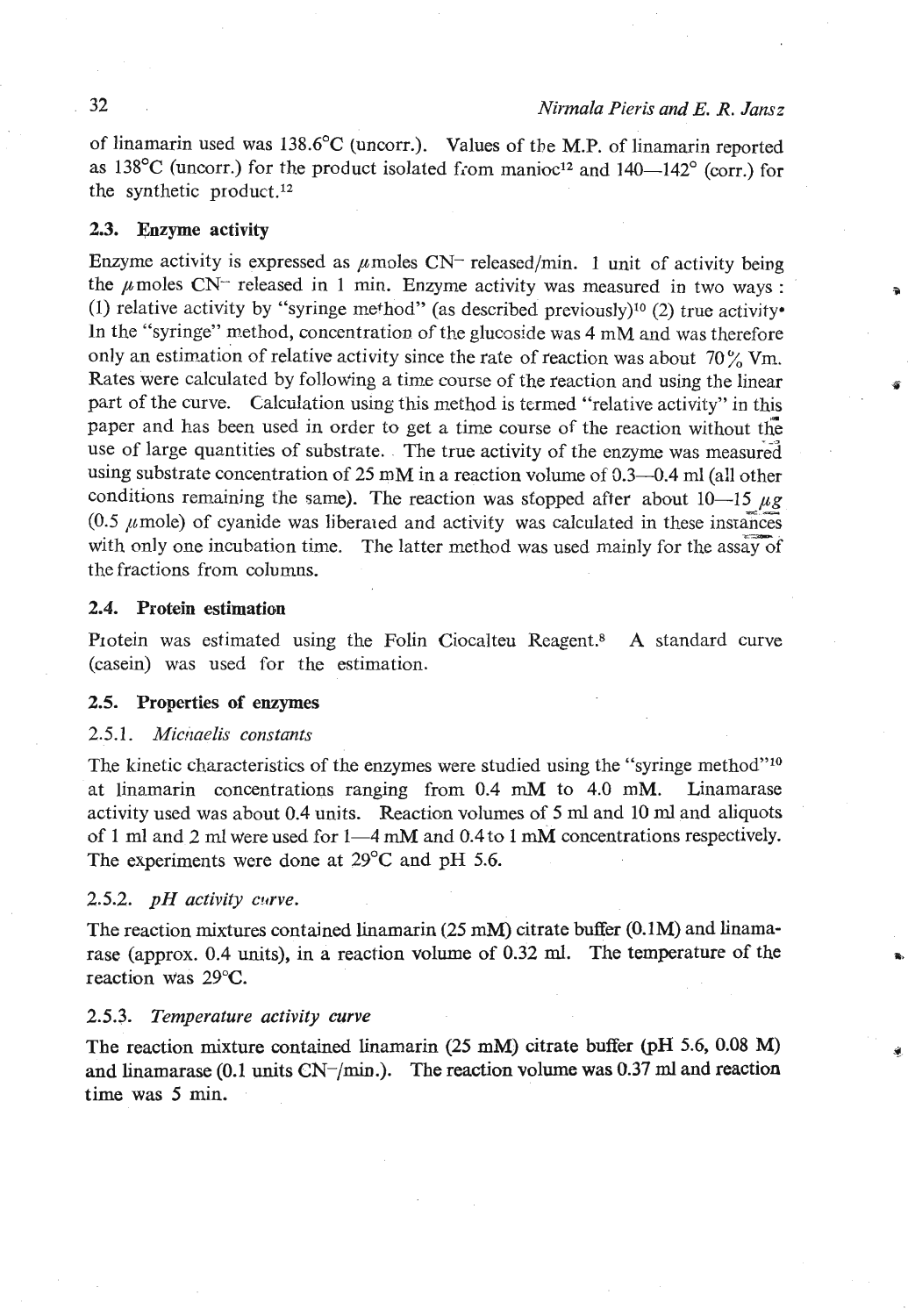of linamarin used was 138.6°C (uncorr.). Values of the M.P. of linamarin reported as 138°C (uncorr.) for the product isolated from manioc[12] and 140—142° (corr.) for the synthetic product.[12]

### 2.3. Enzyme activity

Enzyme activity is expressed as $\mu$moles $CN^-$ released/min. 1 unit of activity being the $\mu$moles $CN^-$ released in 1 min. Enzyme activity was measured in two ways : (1) relative activity by "syringe method" (as described previously)[10] (2) true activity• In the "syringe" method, concentration of the glucoside was 4 mM and was therefore only an estimation of relative activity since the rate of reaction was about 70% Vm. Rates were calculated by following a time course of the reaction and using the linear part of the curve. Calculation using this method is termed "relative activity" in this paper and has been used in order to get a time course of the reaction without the use of large quantities of substrate. The true activity of the enzyme was measured using substrate concentration of 25 mM in a reaction volume of 0.3—0.4 ml (all other conditions remaining the same). The reaction was stopped after about 10—15 $\mu g$ (0.5 $\mu$mole) of cyanide was liberated and activity was calculated in these instances with only one incubation time. The latter method was used mainly for the assay of the fractions from columns.

### 2.4. Protein estimation

Protein was estimated using the Folin Ciocalteu Reagent.[8] A standard curve (casein) was used for the estimation.

### 2.5. Properties of enzymes

#### 2.5.1. *Michaelis constants*

The kinetic characteristics of the enzymes were studied using the "syringe method"[10] at linamarin concentrations ranging from 0.4 mM to 4.0 mM. Linamarase activity used was about 0.4 units. Reaction volumes of 5 ml and 10 ml and aliquots of 1 ml and 2 ml were used for 1—4 mM and 0.4 to 1 mM concentrations respectively. The experiments were done at 29°C and pH 5.6.

#### 2.5.2. *pH activity curve.*

The reaction mixtures contained linamarin (25 mM) citrate buffer (0.1M) and linamarase (approx. 0.4 units), in a reaction volume of 0.32 ml. The temperature of the reaction was 29°C.

#### 2.5.3. *Temperature activity curve*

The reaction mixture contained linamarin (25 mM) citrate buffer (pH 5.6, 0.08 M) and linamarase (0.1 units $CN^-$/min.). The reaction volume was 0.37 ml and reaction time was 5 min.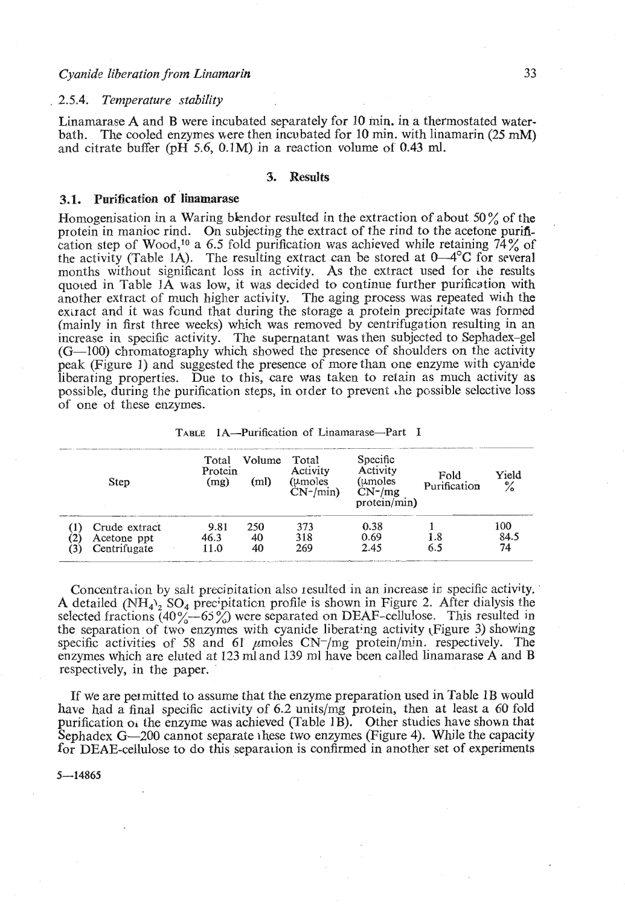### 2.5.4. *Temperature stability*

Linamarase A and B were incubated separately for 10 min. in a thermostated water-bath. The cooled enzymes were then incubated for 10 min. with linamarin (25 mM) and citrate buffer (pH 5.6, 0.1M) in a reaction volume of 0.43 ml.

## 3. Results

### 3.1. Purification of linamarase

Homogenisation in a Waring blendor resulted in the extraction of about 50% of the protein in manioc rind. On subjecting the extract of the rind to the acetone purification step of Wood,[10] a 6.5 fold purification was achieved while retaining 74% of the activity (Table 1A). The resulting extract can be stored at 0—4°C for several months without significant loss in activity. As the extract used for the results quoted in Table 1A was low, it was decided to continue further purification with another extract of much higher activity. The aging process was repeated with the extract and it was found that during the storage a protein precipitate was formed (mainly in first three weeks) which was removed by centrifugation resulting in an increase in specific activity. The supernatant was then subjected to Sephadex-gel (G—100) chromatography which showed the presence of shoulders on the activity peak (Figure 1) and suggested the presence of more than one enzyme with cyanide liberating properties. Due to this, care was taken to retain as much activity as possible, during the purification steps, in order to prevent the possible selective loss of one of these enzymes.

TABLE 1A—Purification of Linamarase—Part I

| Step | Total Protein (mg) | Volume (ml) | Total Activity (μmoles $CN^-$/min) | Specific Activity (μmoles $CN^-$/mg protein/min) | Fold Purification | Yield % |
|---|---|---|---|---|---|---|
| (1) Crude extract | 9.81 | 250 | 373 | 0.38 | 1 | 100 |
| (2) Acetone ppt | 46.3 | 40 | 318 | 0.69 | 1.8 | 84.5 |
| (3) Centrifugate | 11.0 | 40 | 269 | 2.45 | 6.5 | 74 |

Concentration by salt precipitation also resulted in an increase in specific activity. A detailed $(NH_4)_2SO_4$ precipitation profile is shown in Figure 2. After dialysis the selected fractions (40%—65%) were separated on DEAE-cellulose. This resulted in the separation of two enzymes with cyanide liberating activity (Figure 3) showing specific activities of 58 and 61 μmoles $CN^-$/mg protein/min. respectively. The enzymes which are eluted at 123 ml and 139 ml have been called linamarase A and B respectively, in the paper.

If we are permitted to assume that the enzyme preparation used in Table 1B would have had a final specific activity of 6.2 units/mg protein, then at least a 60 fold purification of the enzyme was achieved (Table 1B). Other studies have shown that Sephadex G—200 cannot separate these two enzymes (Figure 4). While the capacity for DEAE-cellulose to do this separation is confirmed in another set of experiments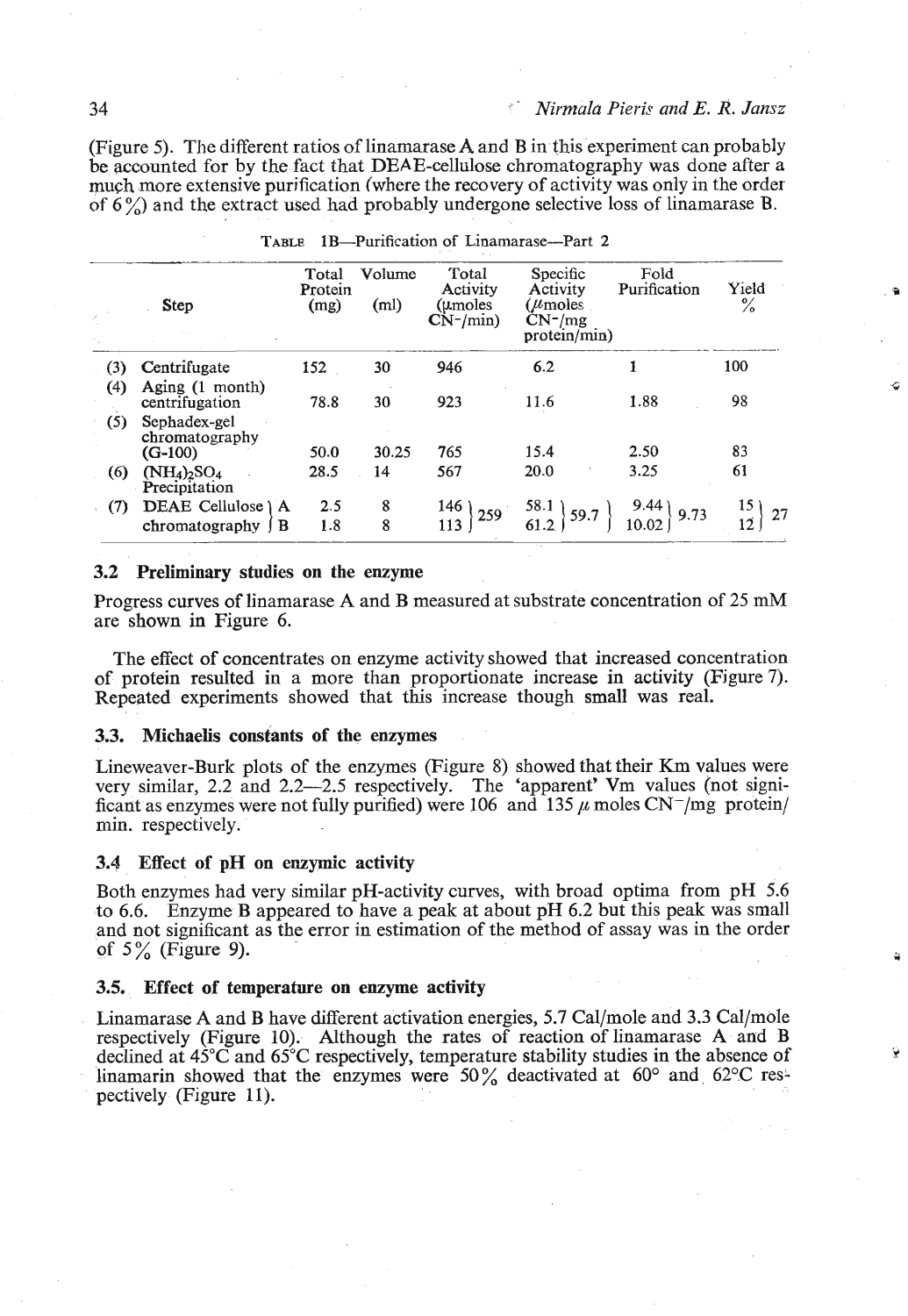(Figure 5). The different ratios of linamarase A and B in this experiment can probably be accounted for by the fact that DEAE-cellulose chromatography was done after a much more extensive purification (where the recovery of activity was only in the order of 6%) and the extract used had probably undergone selective loss of linamarase B.

TABLE 1B—Purification of Linamarase—Part 2

| Step | Total Protein (mg) | Volume (ml) | Total Activity (µmoles $CN^-$/min) | Specific Activity (µmoles $CN^-$/mg protein/min) | Fold Purification | Yield % |
|---|---|---|---|---|---|---|
| (3) Centrifugate | 152 | 30 | 946 | 6.2 | 1 | 100 |
| (4) Aging (1 month) centrifugation | 78.8 | 30 | 923 | 11.6 | 1.88 | 98 |
| (5) Sephadex-gel chromatography (G-100) | 50.0 | 30.25 | 765 | 15.4 | 2.50 | 83 |
| (6) $(NH_4)_2SO_4$ Precipitation | 28.5 | 14 | 567 | 20.0 | 3.25 | 61 |
| (7) DEAE Cellulose chromatography A | 2.5 | 8 | 146 } 259 | 58.1 } 59.7 | 9.44 } 9.73 | 15 } 27 |
| B | 1.8 | 8 | 113 | 61.2 | 10.02 | 12 |

## 3.2 Preliminary studies on the enzyme

Progress curves of linamarase A and B measured at substrate concentration of 25 mM are shown in Figure 6.

The effect of concentrates on enzyme activity showed that increased concentration of protein resulted in a more than proportionate increase in activity (Figure 7). Repeated experiments showed that this increase though small was real.

## 3.3. Michaelis constants of the enzymes

Lineweaver-Burk plots of the enzymes (Figure 8) showed that their Km values were very similar, 2.2 and 2.2—2.5 respectively. The 'apparent' Vm values (not significant as enzymes were not fully purified) were 106 and 135 µ moles $CN^-$/mg protein/min. respectively.

## 3.4 Effect of pH on enzymic activity

Both enzymes had very similar pH-activity curves, with broad optima from pH 5.6 to 6.6. Enzyme B appeared to have a peak at about pH 6.2 but this peak was small and not significant as the error in estimation of the method of assay was in the order of 5% (Figure 9).

## 3.5. Effect of temperature on enzyme activity

Linamarase A and B have different activation energies, 5.7 Cal/mole and 3.3 Cal/mole respectively (Figure 10). Although the rates of reaction of linamarase A and B declined at 45°C and 65°C respectively, temperature stability studies in the absence of linamarin showed that the enzymes were 50% deactivated at 60° and 62°C respectively (Figure 11).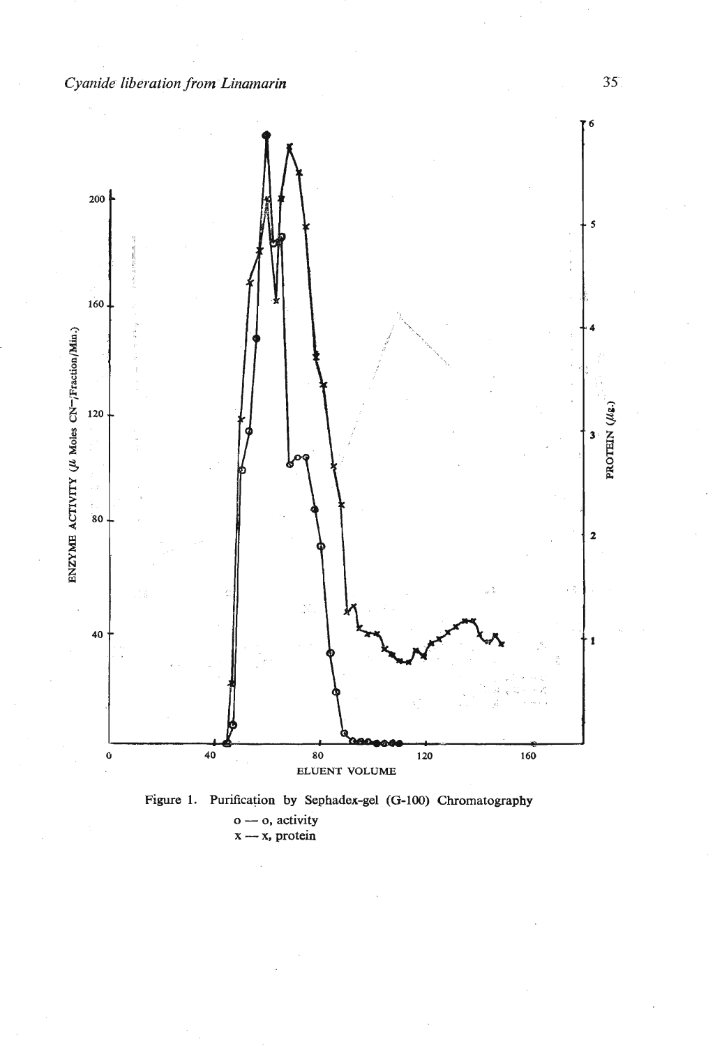Figure 1. Purification by Sephadex-gel (G-100) Chromatography

o — o, activity

x — x, protein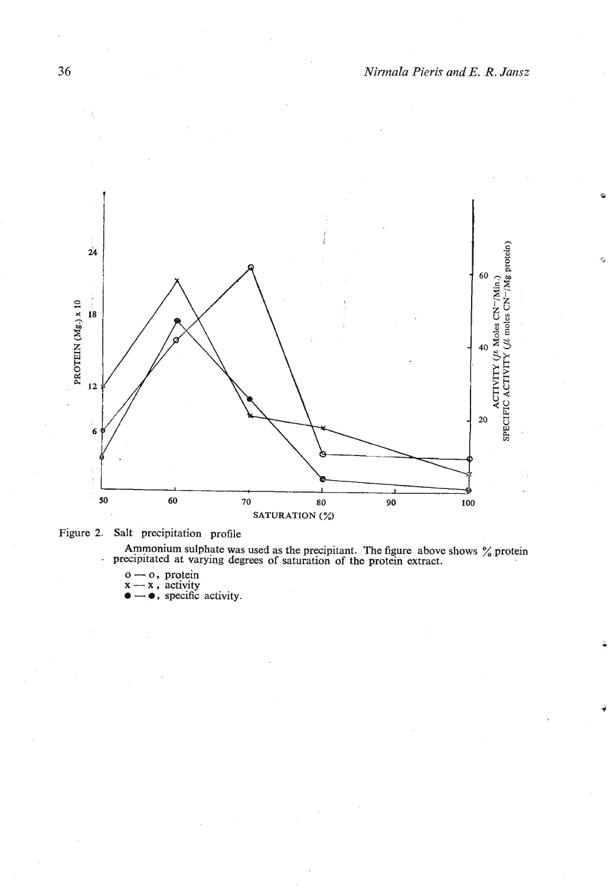Figure 2. Salt precipitation profile

Ammonium sulphate was used as the precipitant. The figure above shows % protein precipitated at varying degrees of saturation of the protein extract.

o — o, protein
x — x, activity
● — ●, specific activity.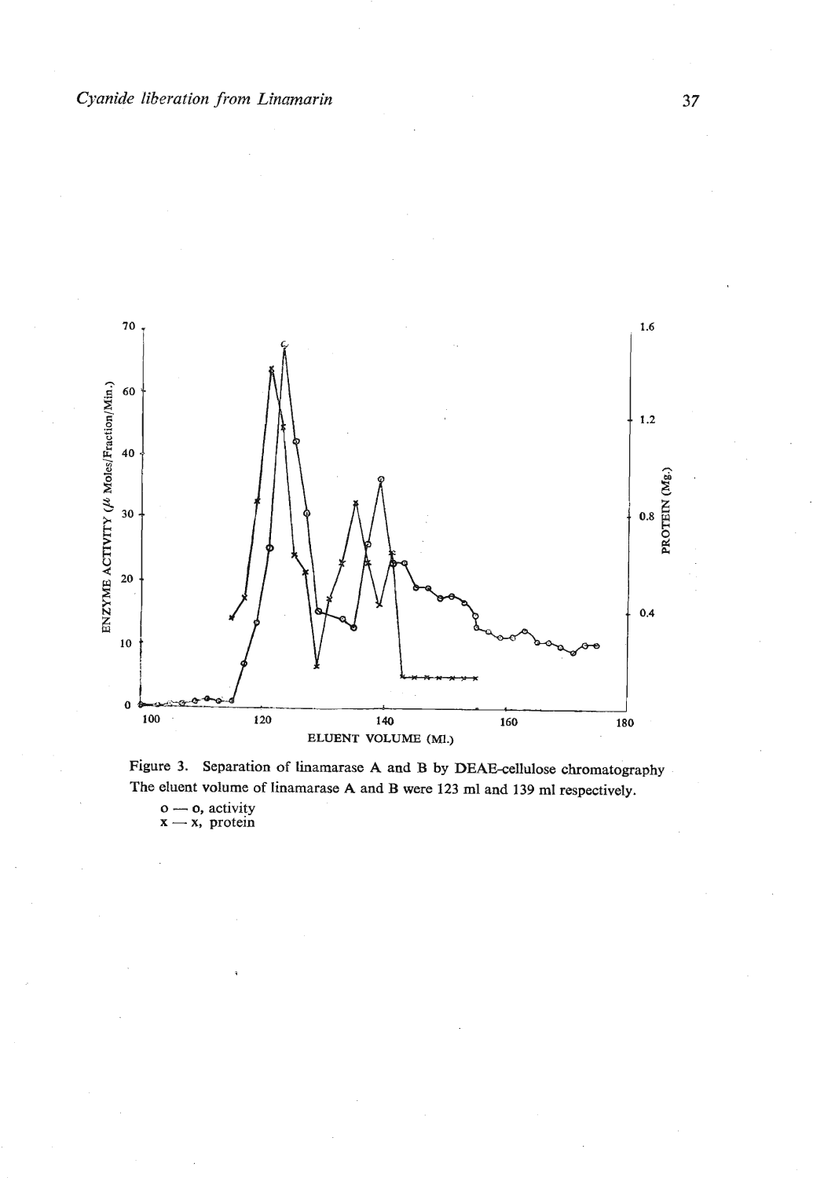Figure 3. Separation of linamarase A and B by DEAE-cellulose chromatography
The eluent volume of linamarase A and B were 123 ml and 139 ml respectively.

o — o, activity
x — x, protein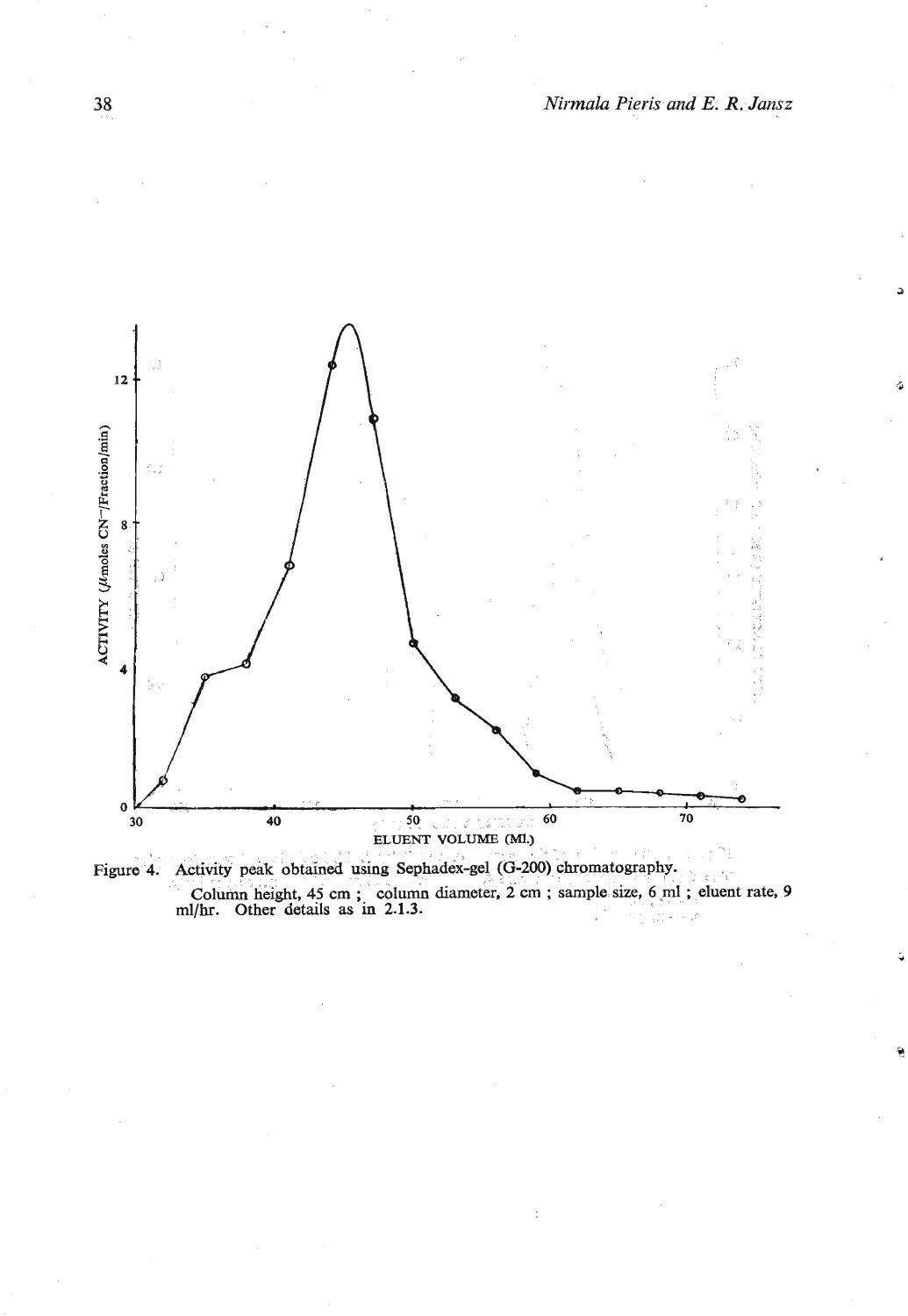Figure 4. Activity peak obtained using Sephadex-gel (G-200) chromatography.

Column height, 45 cm ; column diameter, 2 cm ; sample size, 6 ml ; eluent rate, 9 ml/hr. Other details as in 2.1.3.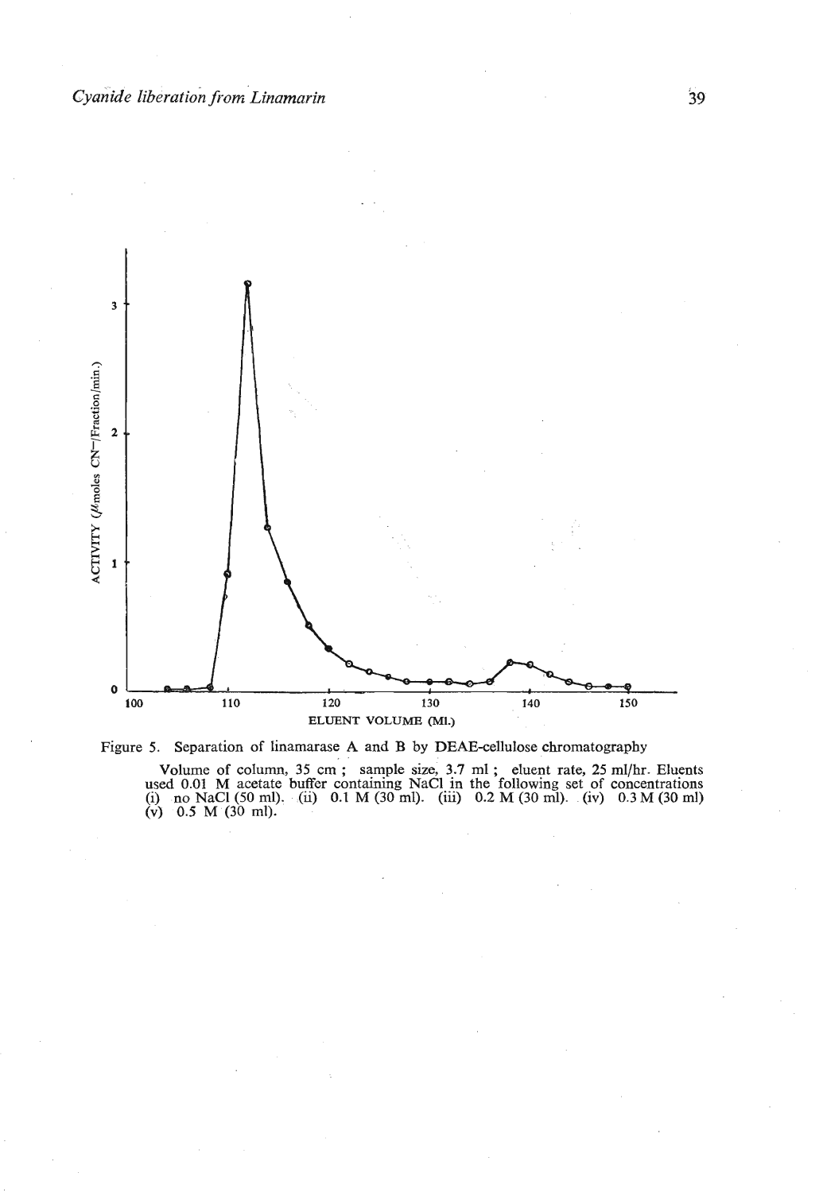Figure 5. Separation of linamarase A and B by DEAE-cellulose chromatography

Volume of column, 35 cm ; sample size, 3.7 ml ; eluent rate, 25 ml/hr. Eluents used 0.01 M acetate buffer containing NaCl in the following set of concentrations (i) no NaCl (50 ml). (ii) 0.1 M (30 ml). (iii) 0.2 M (30 ml). (iv) 0.3 M (30 ml) (v) 0.5 M (30 ml).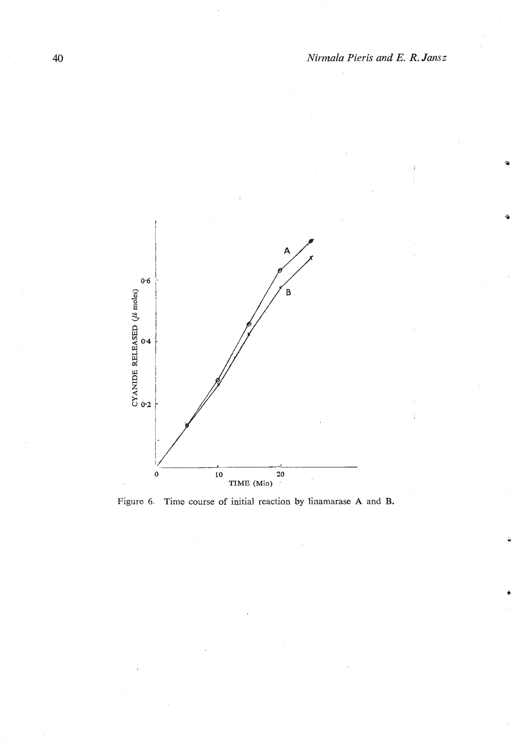Figure 6. Time course of initial reaction by linamarase A and B.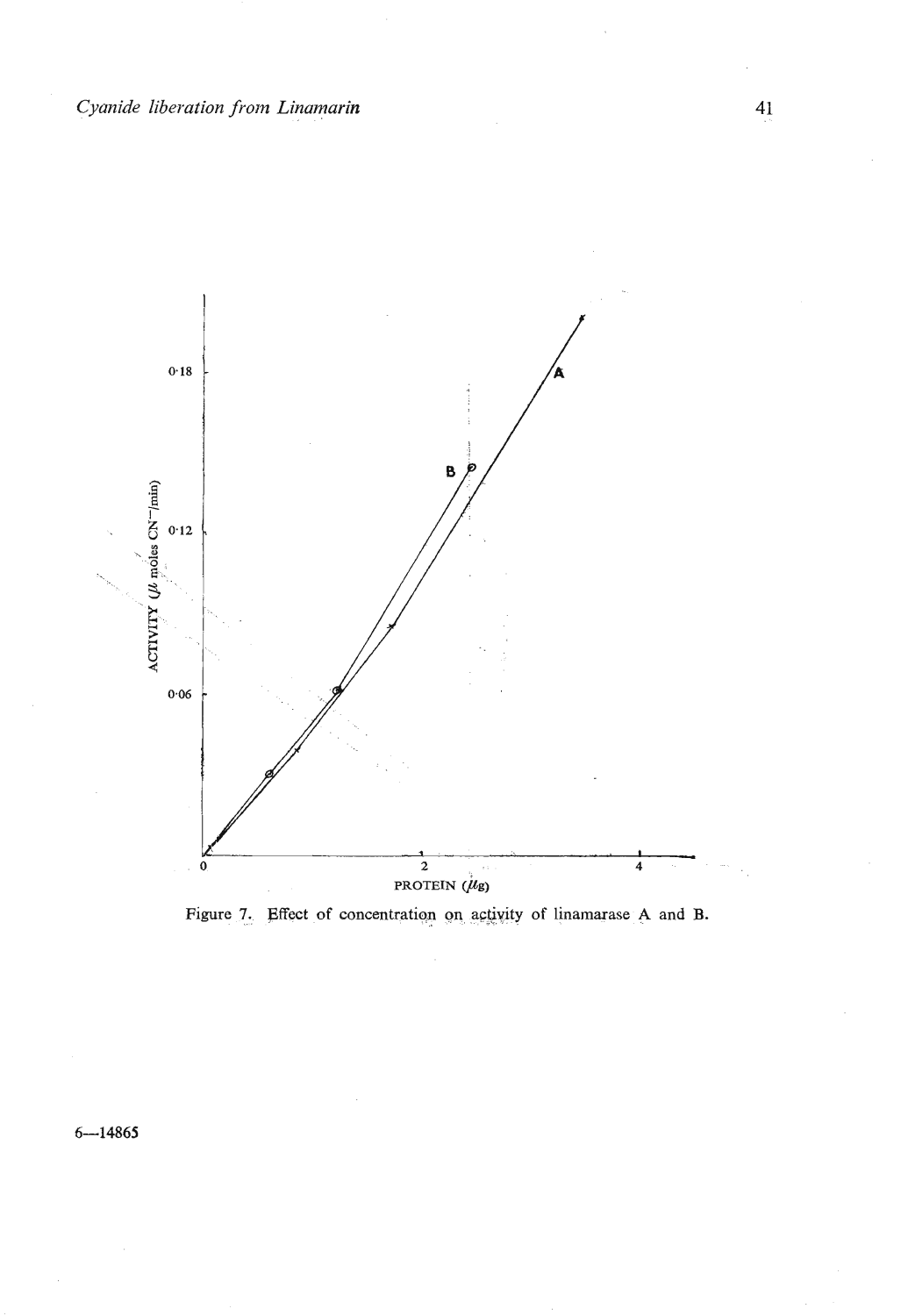Figure 7. Effect of concentration on activity of linamarase A and B.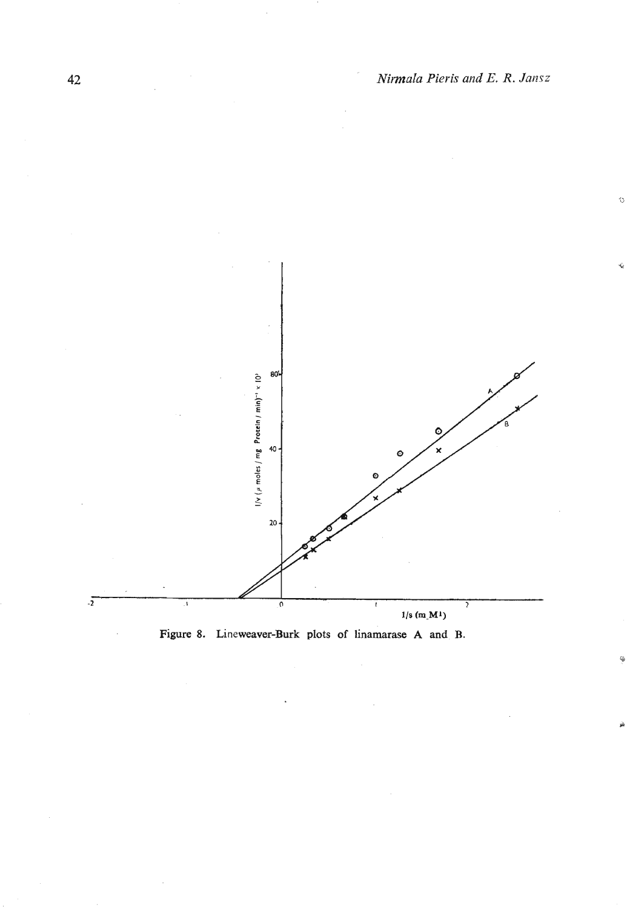Figure 8. Lineweaver-Burk plots of linamarase A and B.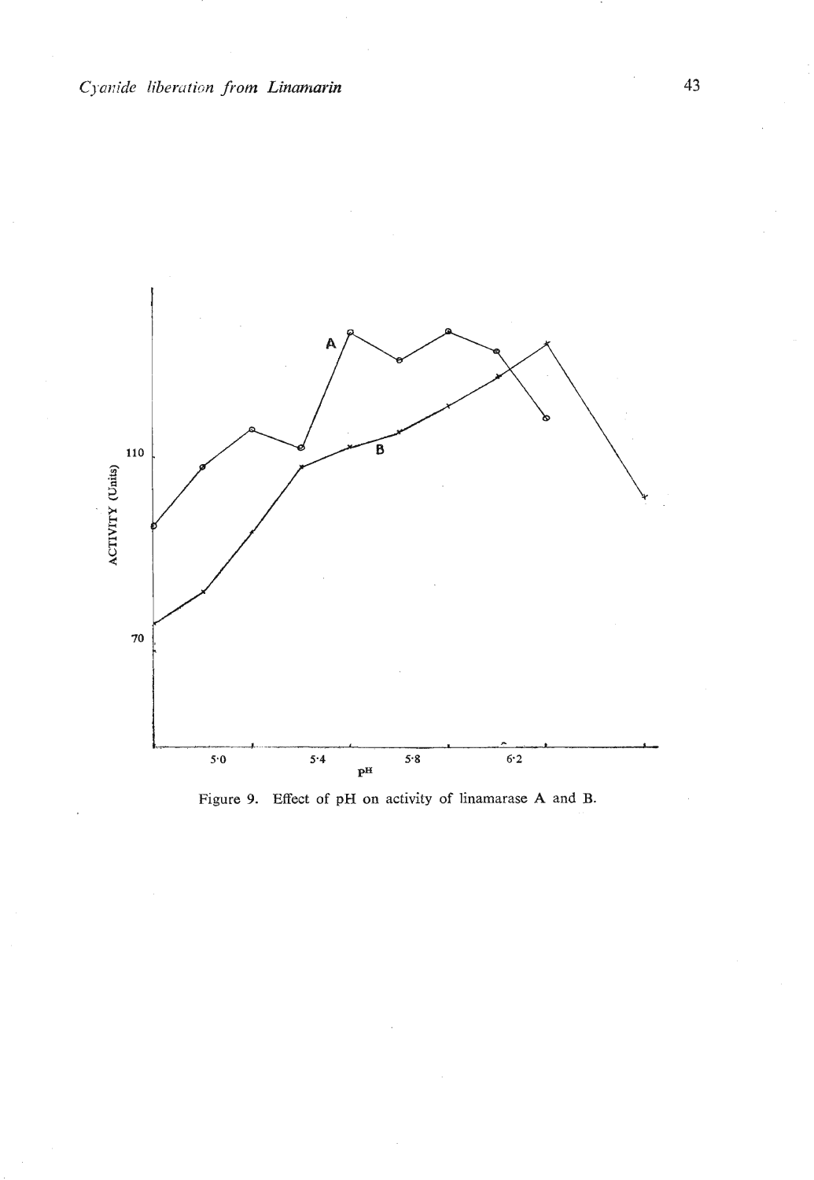Figure 9. Effect of pH on activity of linamarase A and B.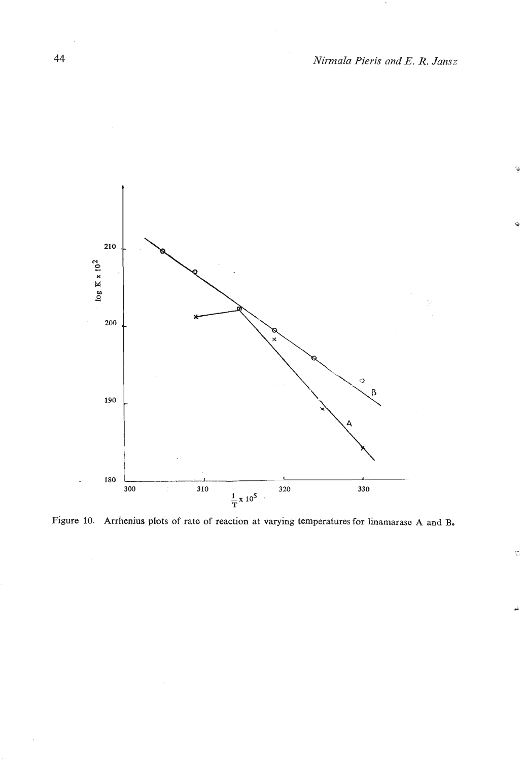Figure 10. Arrhenius plots of rate of reaction at varying temperatures for linamarase A and B.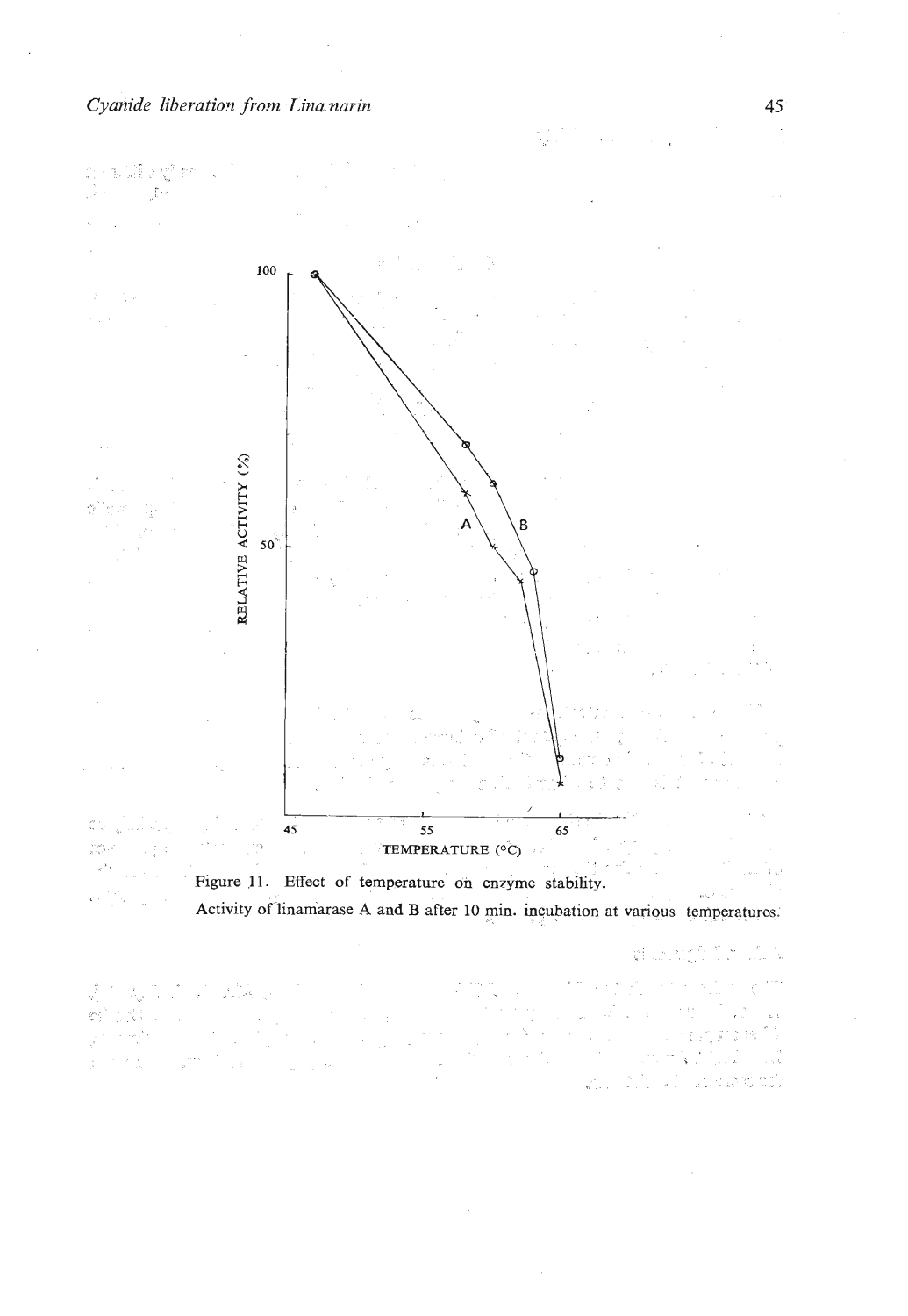Figure 11. Effect of temperature on enzyme stability.

Activity of linamarase A and B after 10 min. incubation at various temperatures.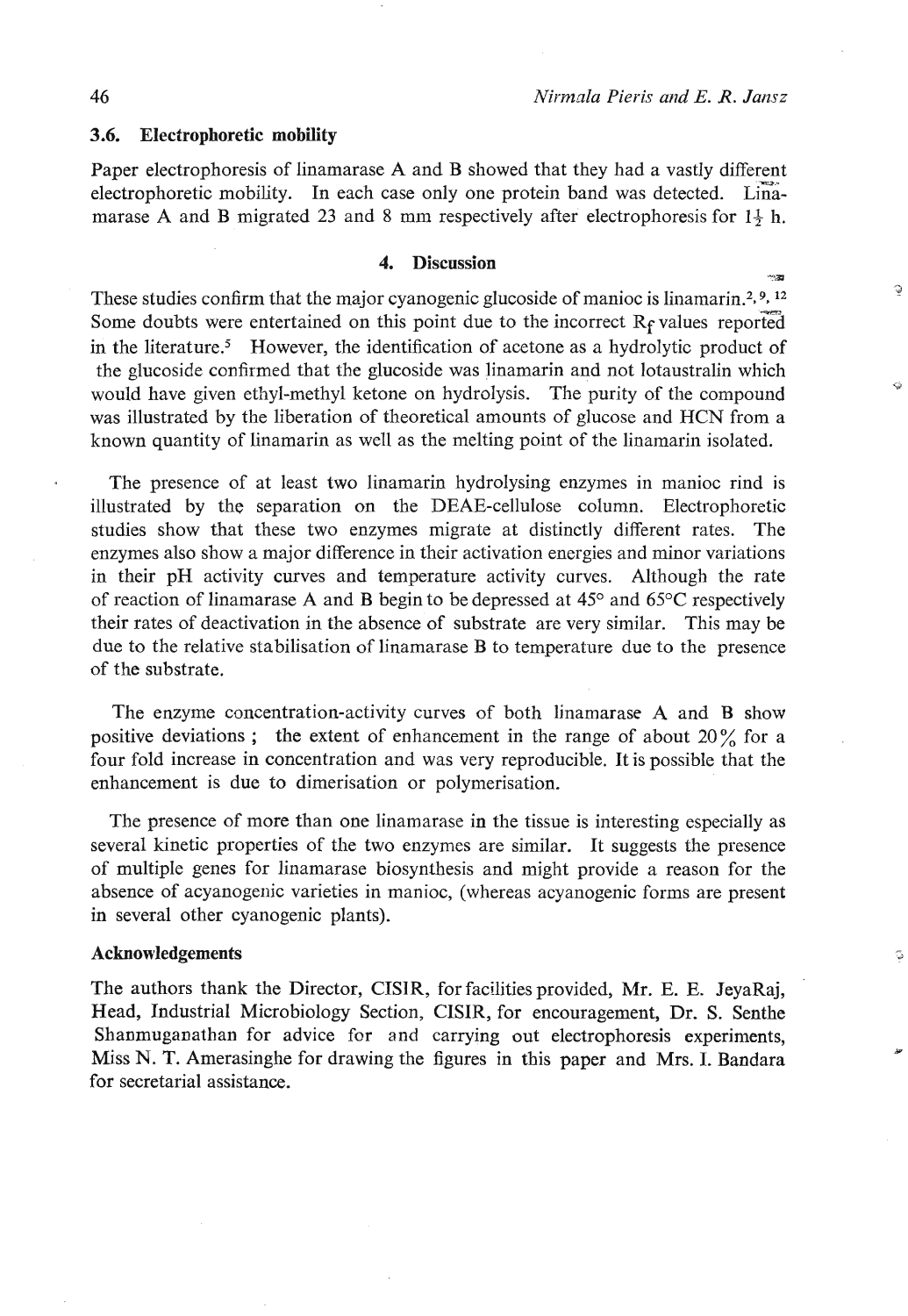### 3.6. Electrophoretic mobility

Paper electrophoresis of linamarase A and B showed that they had a vastly different electrophoretic mobility. In each case only one protein band was detected. Linamarase A and B migrated 23 and 8 mm respectively after electrophoresis for $1\frac{1}{2}$ h.

## 4. Discussion

These studies confirm that the major cyanogenic glucoside of manioc is linamarin.[2, 9, 12] Some doubts were entertained on this point due to the incorrect $R_f$ values reported in the literature.[5] However, the identification of acetone as a hydrolytic product of the glucoside confirmed that the glucoside was linamarin and not lotaustralin which would have given ethyl-methyl ketone on hydrolysis. The purity of the compound was illustrated by the liberation of theoretical amounts of glucose and HCN from a known quantity of linamarin as well as the melting point of the linamarin isolated.

The presence of at least two linamarin hydrolysing enzymes in manioc rind is illustrated by the separation on the DEAE-cellulose column. Electrophoretic studies show that these two enzymes migrate at distinctly different rates. The enzymes also show a major difference in their activation energies and minor variations in their pH activity curves and temperature activity curves. Although the rate of reaction of linamarase A and B begin to be depressed at 45° and 65°C respectively their rates of deactivation in the absence of substrate are very similar. This may be due to the relative stabilisation of linamarase B to temperature due to the presence of the substrate.

The enzyme concentration-activity curves of both linamarase A and B show positive deviations ; the extent of enhancement in the range of about 20% for a four fold increase in concentration and was very reproducible. It is possible that the enhancement is due to dimerisation or polymerisation.

The presence of more than one linamarase in the tissue is interesting especially as several kinetic properties of the two enzymes are similar. It suggests the presence of multiple genes for linamarase biosynthesis and might provide a reason for the absence of acyanogenic varieties in manioc, (whereas acyanogenic forms are present in several other cyanogenic plants).

### Acknowledgements

The authors thank the Director, CISIR, for facilities provided, Mr. E. E. JeyaRaj, Head, Industrial Microbiology Section, CISIR, for encouragement, Dr. S. Senthe Shanmuganathan for advice for and carrying out electrophoresis experiments, Miss N. T. Amerasinghe for drawing the figures in this paper and Mrs. I. Bandara for secretarial assistance.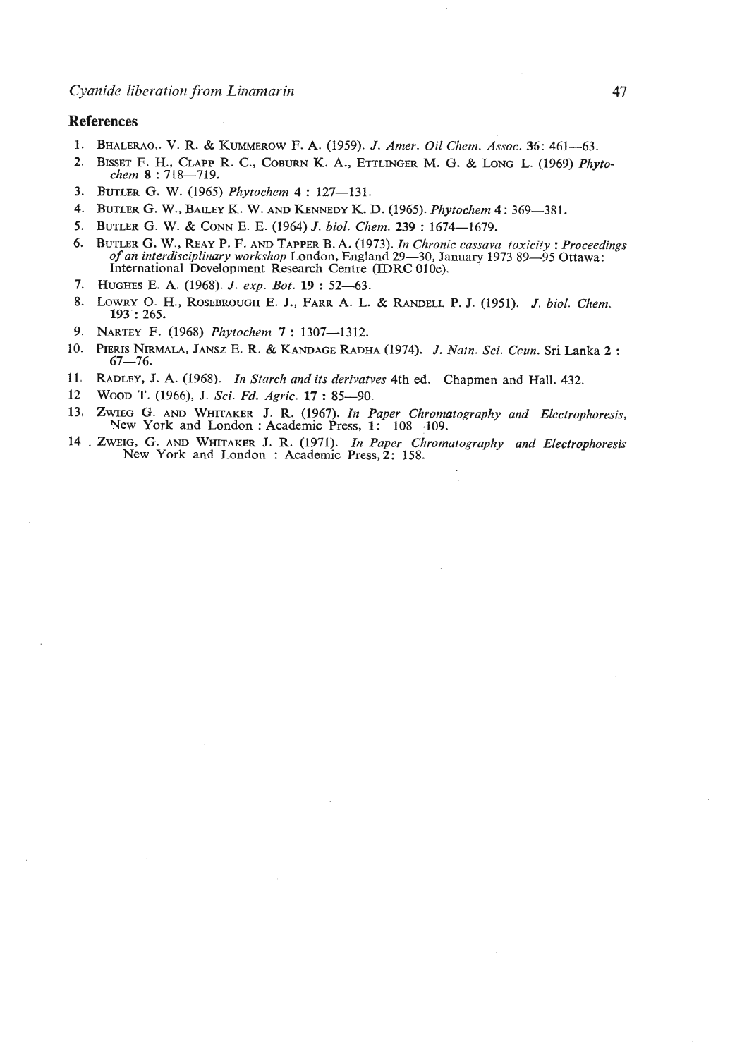## References

1. Bhalerao,. V. R. & Kummerow F. A. (1959). *J. Amer. Oil Chem. Assoc.* **36**: 461—63.
2. Bisset F. H., Clapp R. C., Coburn K. A., Ettlinger M. G. & Long L. (1969) *Phytochem* **8** : 718—719.
3. Butler G. W. (1965) *Phytochem* **4** : 127—131.
4. Butler G. W., Bailey K. W. and Kennedy K. D. (1965). *Phytochem* **4**: 369—381.
5. Butler G. W. & Conn E. E. (1964) *J. biol. Chem.* **239** : 1674—1679.
6. Butler G. W., Reay P. F. and Tapper B. A. (1973). *In Chronic cassava toxicity : Proceedings of an interdisciplinary workshop* London, England 29—30, January 1973 89—95 Ottawa: International Development Research Centre (IDRC 010e).
7. Hughes E. A. (1968). *J. exp. Bot.* **19** : 52—63.
8. Lowry O. H., Rosebrough E. J., Farr A. L. & Randell P. J. (1951). *J. biol. Chem.* **193** : 265.
9. Nartey F. (1968) *Phytochem* **7** : 1307—1312.
10. Pieris Nirmala, Jansz E. R. & Kandage Radha (1974). *J. Natn. Sci. Ccun.* Sri Lanka **2** : 67—76.
11. Radley, J. A. (1968). *In Starch and its derivatves* 4th ed. Chapmen and Hall. 432.
12. Wood T. (1966), J. *Sci. Fd. Agric.* **17** : 85—90.
13. Zwieg G. and Whitaker J. R. (1967). *In Paper Chromatography and Electrophoresis*, New York and London : Academic Press, **1**: 108—109.
14. Zweig, G. and Whitaker J. R. (1971). *In Paper Chromatography and Electrophoresis* New York and London : Academic Press, **2**: 158.